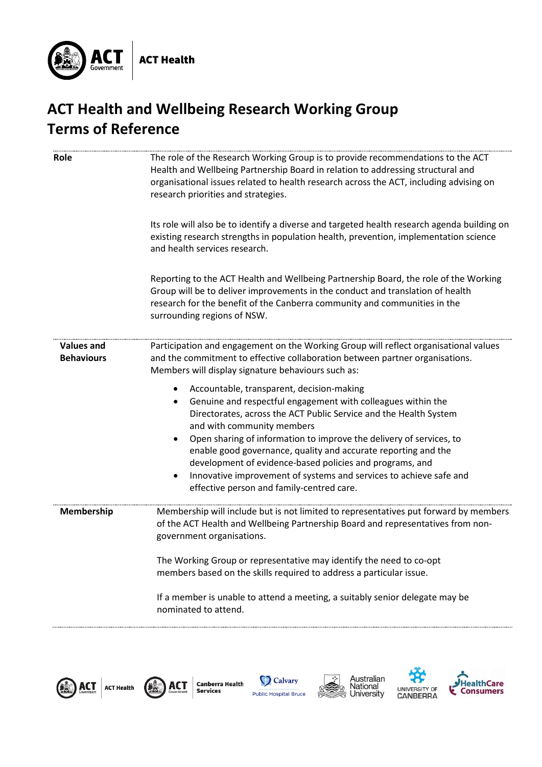# ACT Health and Wellbeing Research Working Group Terms of Reference

| | |
|---|---|
| **Role** | The role of the Research Working Group is to provide recommendations to the ACT Health and Wellbeing Partnership Board in relation to addressing structural and organisational issues related to health research across the ACT, including advising on research priorities and strategies.<br><br>Its role will also be to identify a diverse and targeted health research agenda building on existing research strengths in population health, prevention, implementation science and health services research.<br><br>Reporting to the ACT Health and Wellbeing Partnership Board, the role of the Working Group will be to deliver improvements in the conduct and translation of health research for the benefit of the Canberra community and communities in the surrounding regions of NSW. |
| **Values and Behaviours** | Participation and engagement on the Working Group will reflect organisational values and the commitment to effective collaboration between partner organisations. Members will display signature behaviours such as:<br>• Accountable, transparent, decision-making<br>• Genuine and respectful engagement with colleagues within the Directorates, across the ACT Public Service and the Health System and with community members<br>• Open sharing of information to improve the delivery of services, to enable good governance, quality and accurate reporting and the development of evidence-based policies and programs, and<br>• Innovative improvement of systems and services to achieve safe and effective person and family-centred care. |
| **Membership** | Membership will include but is not limited to representatives put forward by members of the ACT Health and Wellbeing Partnership Board and representatives from non-government organisations.<br><br>The Working Group or representative may identify the need to co-opt members based on the skills required to address a particular issue.<br><br>If a member is unable to attend a meeting, a suitably senior delegate may be nominated to attend. |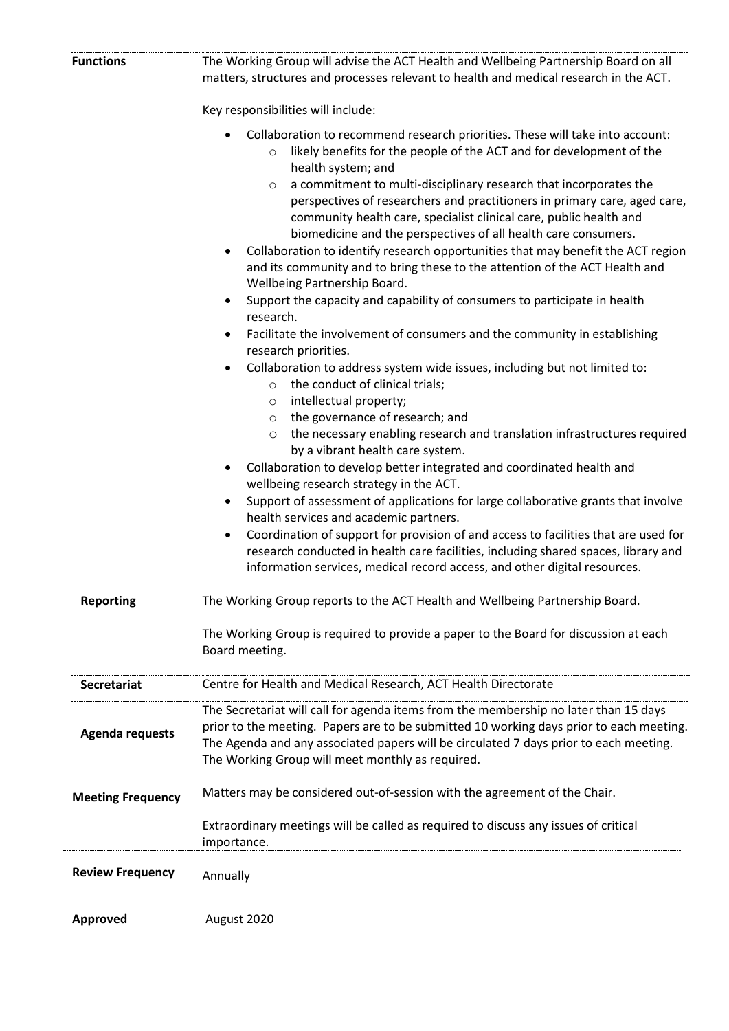| | |
|---|---|
| **Functions** | The Working Group will advise the ACT Health and Wellbeing Partnership Board on all matters, structures and processes relevant to health and medical research in the ACT.<br><br>Key responsibilities will include:<br><br>• Collaboration to recommend research priorities. These will take into account:<br>&nbsp;&nbsp;&nbsp;&nbsp;○ likely benefits for the people of the ACT and for development of the health system; and<br>&nbsp;&nbsp;&nbsp;&nbsp;○ a commitment to multi-disciplinary research that incorporates the perspectives of researchers and practitioners in primary care, aged care, community health care, specialist clinical care, public health and biomedicine and the perspectives of all health care consumers.<br>• Collaboration to identify research opportunities that may benefit the ACT region and its community and to bring these to the attention of the ACT Health and Wellbeing Partnership Board.<br>• Support the capacity and capability of consumers to participate in health research.<br>• Facilitate the involvement of consumers and the community in establishing research priorities.<br>• Collaboration to address system wide issues, including but not limited to:<br>&nbsp;&nbsp;&nbsp;&nbsp;○ the conduct of clinical trials;<br>&nbsp;&nbsp;&nbsp;&nbsp;○ intellectual property;<br>&nbsp;&nbsp;&nbsp;&nbsp;○ the governance of research; and<br>&nbsp;&nbsp;&nbsp;&nbsp;○ the necessary enabling research and translation infrastructures required by a vibrant health care system.<br>• Collaboration to develop better integrated and coordinated health and wellbeing research strategy in the ACT.<br>• Support of assessment of applications for large collaborative grants that involve health services and academic partners.<br>• Coordination of support for provision of and access to facilities that are used for research conducted in health care facilities, including shared spaces, library and information services, medical record access, and other digital resources. |
| **Reporting** | The Working Group reports to the ACT Health and Wellbeing Partnership Board.<br><br>The Working Group is required to provide a paper to the Board for discussion at each Board meeting. |
| **Secretariat** | Centre for Health and Medical Research, ACT Health Directorate |
| **Agenda requests** | The Secretariat will call for agenda items from the membership no later than 15 days prior to the meeting. Papers are to be submitted 10 working days prior to each meeting. The Agenda and any associated papers will be circulated 7 days prior to each meeting. |
| **Meeting Frequency** | The Working Group will meet monthly as required.<br><br>Matters may be considered out-of-session with the agreement of the Chair.<br><br>Extraordinary meetings will be called as required to discuss any issues of critical importance. |
| **Review Frequency** | Annually |
| **Approved** | August 2020 |